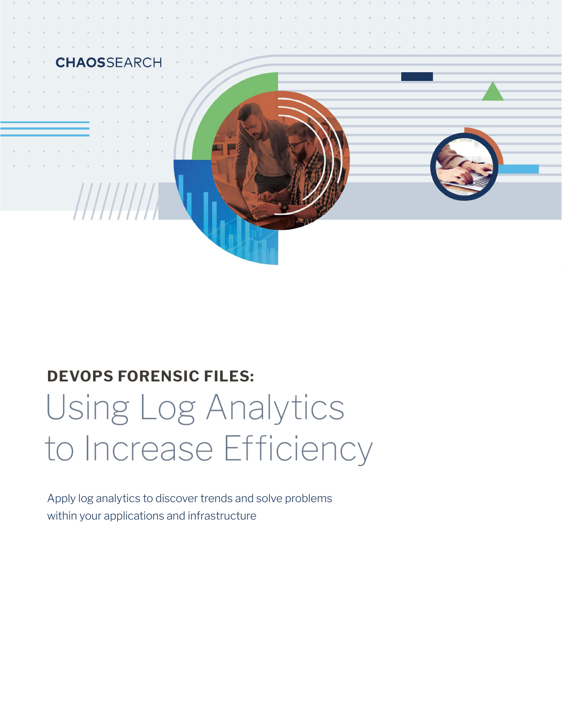CHAOSSEARCH

**DEVOPS FORENSIC FILES:**

# Using Log Analytics to Increase Efficiency

Apply log analytics to discover trends and solve problems within your applications and infrastructure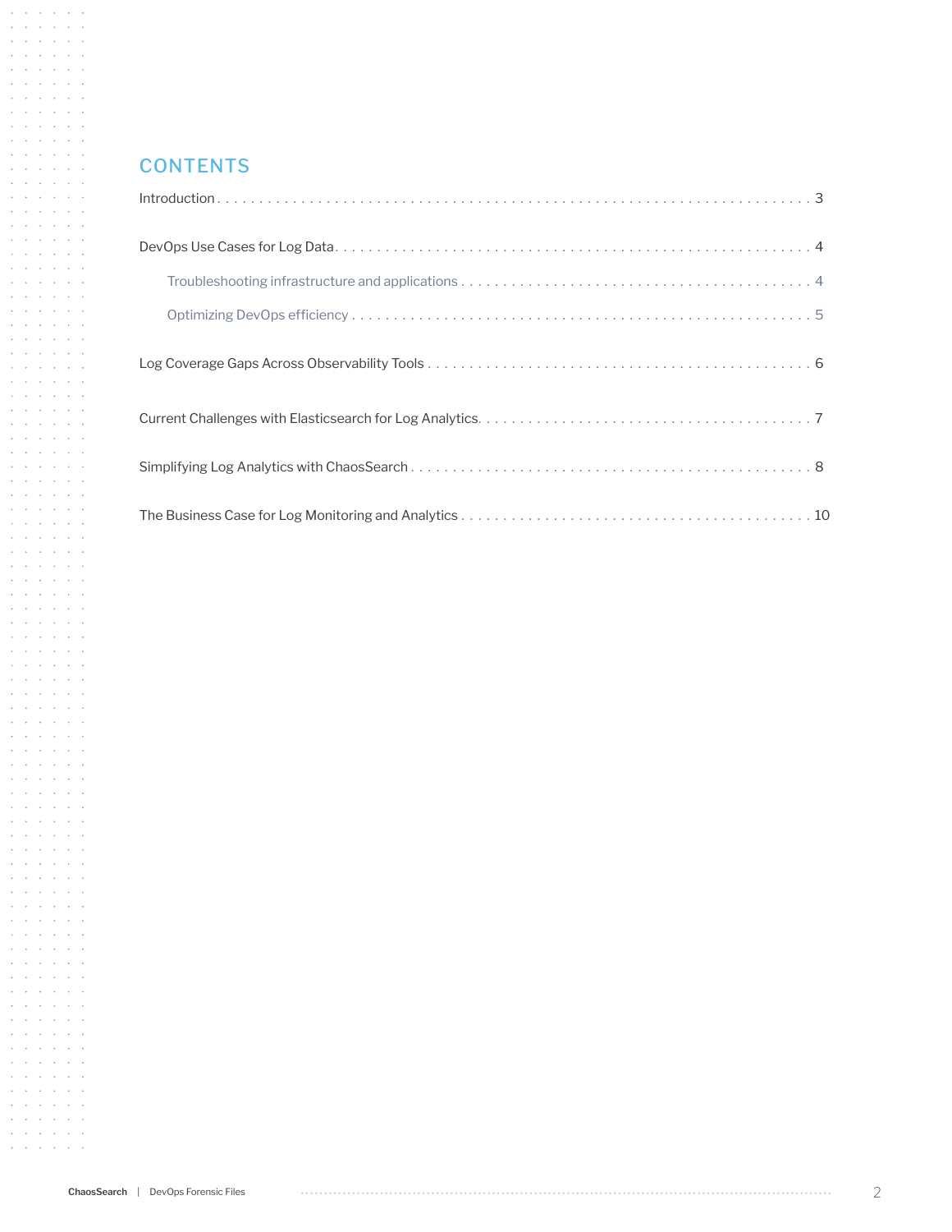## CONTENTS

Introduction . . . . . . . . . . 3

DevOps Use Cases for Log Data . . . . . . . . . . 4

- Troubleshooting infrastructure and applications . . . . . . . . . . 4
- Optimizing DevOps efficiency . . . . . . . . . . 5

Log Coverage Gaps Across Observability Tools . . . . . . . . . . 6

Current Challenges with Elasticsearch for Log Analytics . . . . . . . . . . 7

Simplifying Log Analytics with ChaosSearch . . . . . . . . . . 8

The Business Case for Log Monitoring and Analytics . . . . . . . . . . 10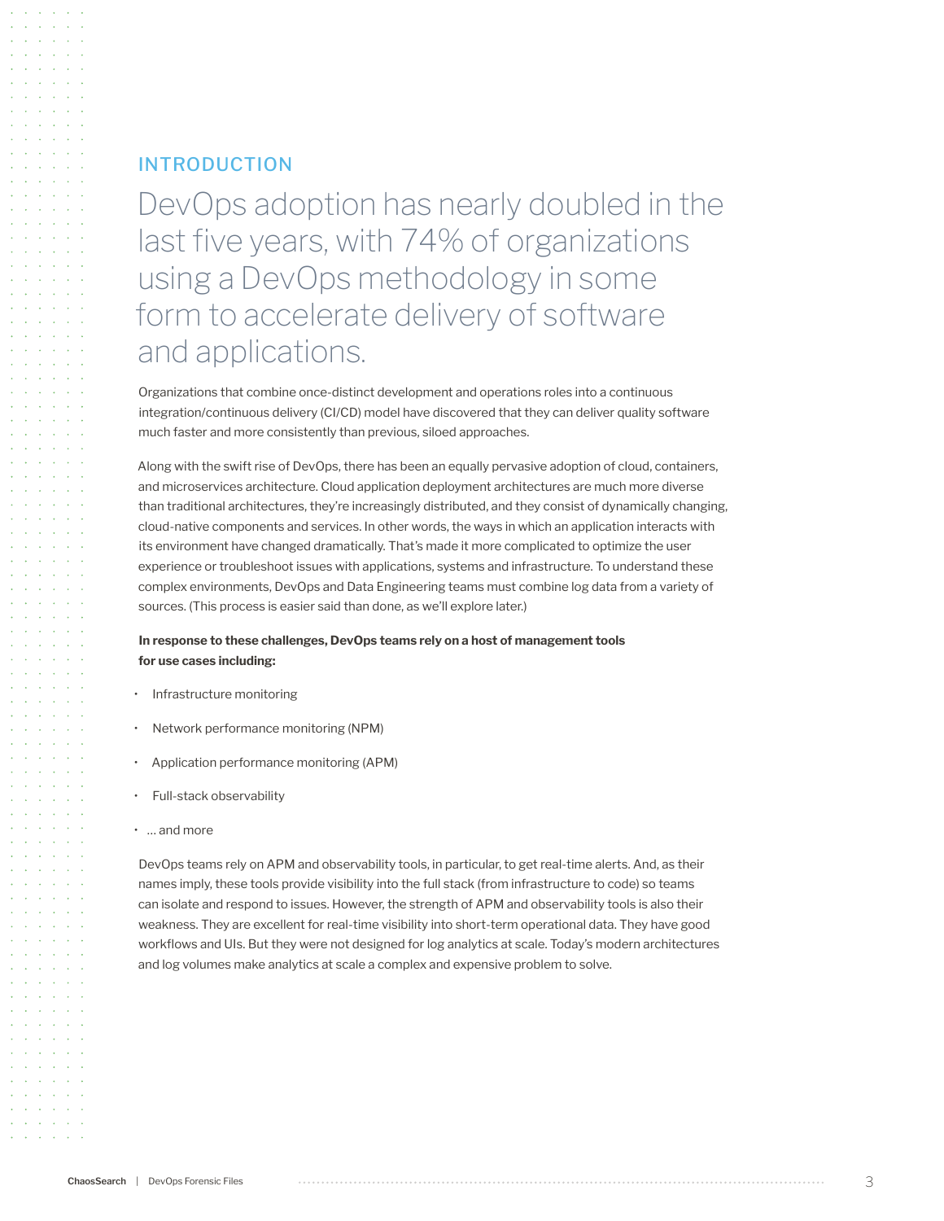## INTRODUCTION

# DevOps adoption has nearly doubled in the last five years, with 74% of organizations using a DevOps methodology in some form to accelerate delivery of software and applications.

Organizations that combine once-distinct development and operations roles into a continuous integration/continuous delivery (CI/CD) model have discovered that they can deliver quality software much faster and more consistently than previous, siloed approaches.

Along with the swift rise of DevOps, there has been an equally pervasive adoption of cloud, containers, and microservices architecture. Cloud application deployment architectures are much more diverse than traditional architectures, they're increasingly distributed, and they consist of dynamically changing, cloud-native components and services. In other words, the ways in which an application interacts with its environment have changed dramatically. That's made it more complicated to optimize the user experience or troubleshoot issues with applications, systems and infrastructure. To understand these complex environments, DevOps and Data Engineering teams must combine log data from a variety of sources. (This process is easier said than done, as we'll explore later.)

**In response to these challenges, DevOps teams rely on a host of management tools for use cases including:**

- Infrastructure monitoring
- Network performance monitoring (NPM)
- Application performance monitoring (APM)
- Full-stack observability
- … and more

DevOps teams rely on APM and observability tools, in particular, to get real-time alerts. And, as their names imply, these tools provide visibility into the full stack (from infrastructure to code) so teams can isolate and respond to issues. However, the strength of APM and observability tools is also their weakness. They are excellent for real-time visibility into short-term operational data. They have good workflows and UIs. But they were not designed for log analytics at scale. Today's modern architectures and log volumes make analytics at scale a complex and expensive problem to solve.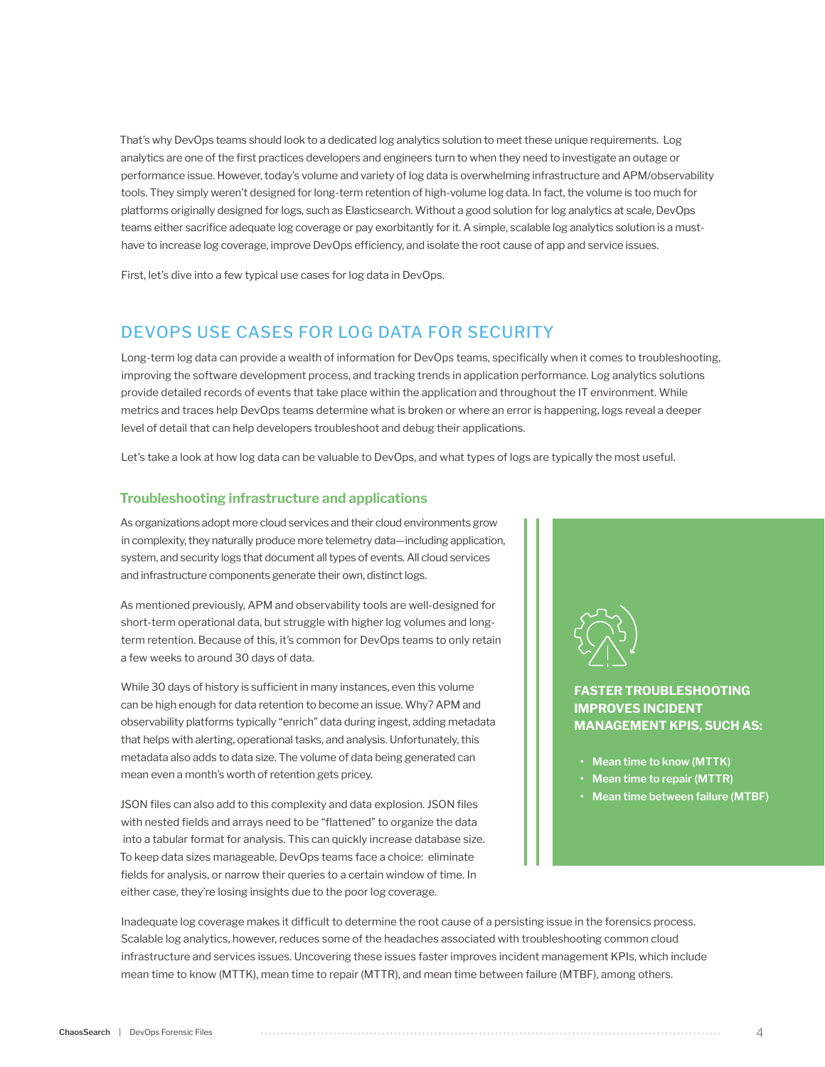That's why DevOps teams should look to a dedicated log analytics solution to meet these unique requirements. Log analytics are one of the first practices developers and engineers turn to when they need to investigate an outage or performance issue. However, today's volume and variety of log data is overwhelming infrastructure and APM/observability tools. They simply weren't designed for long-term retention of high-volume log data. In fact, the volume is too much for platforms originally designed for logs, such as Elasticsearch. Without a good solution for log analytics at scale, DevOps teams either sacrifice adequate log coverage or pay exorbitantly for it. A simple, scalable log analytics solution is a must-have to increase log coverage, improve DevOps efficiency, and isolate the root cause of app and service issues.

First, let's dive into a few typical use cases for log data in DevOps.

## DEVOPS USE CASES FOR LOG DATA FOR SECURITY

Long-term log data can provide a wealth of information for DevOps teams, specifically when it comes to troubleshooting, improving the software development process, and tracking trends in application performance. Log analytics solutions provide detailed records of events that take place within the application and throughout the IT environment. While metrics and traces help DevOps teams determine what is broken or where an error is happening, logs reveal a deeper level of detail that can help developers troubleshoot and debug their applications.

Let's take a look at how log data can be valuable to DevOps, and what types of logs are typically the most useful.

### Troubleshooting infrastructure and applications

As organizations adopt more cloud services and their cloud environments grow in complexity, they naturally produce more telemetry data—including application, system, and security logs that document all types of events. All cloud services and infrastructure components generate their own, distinct logs.

As mentioned previously, APM and observability tools are well-designed for short-term operational data, but struggle with higher log volumes and long-term retention. Because of this, it's common for DevOps teams to only retain a few weeks to around 30 days of data.

While 30 days of history is sufficient in many instances, even this volume can be high enough for data retention to become an issue. Why? APM and observability platforms typically "enrich" data during ingest, adding metadata that helps with alerting, operational tasks, and analysis. Unfortunately, this metadata also adds to data size. The volume of data being generated can mean even a month's worth of retention gets pricey.

JSON files can also add to this complexity and data explosion. JSON files with nested fields and arrays need to be "flattened" to organize the data into a tabular format for analysis. This can quickly increase database size. To keep data sizes manageable, DevOps teams face a choice: eliminate fields for analysis, or narrow their queries to a certain window of time. In either case, they're losing insights due to the poor log coverage.

**FASTER TROUBLESHOOTING IMPROVES INCIDENT MANAGEMENT KPIS, SUCH AS:**

- Mean time to know (MTTK)
- Mean time to repair (MTTR)
- Mean time between failure (MTBF)

Inadequate log coverage makes it difficult to determine the root cause of a persisting issue in the forensics process. Scalable log analytics, however, reduces some of the headaches associated with troubleshooting common cloud infrastructure and services issues. Uncovering these issues faster improves incident management KPIs, which include mean time to know (MTTK), mean time to repair (MTTR), and mean time between failure (MTBF), among others.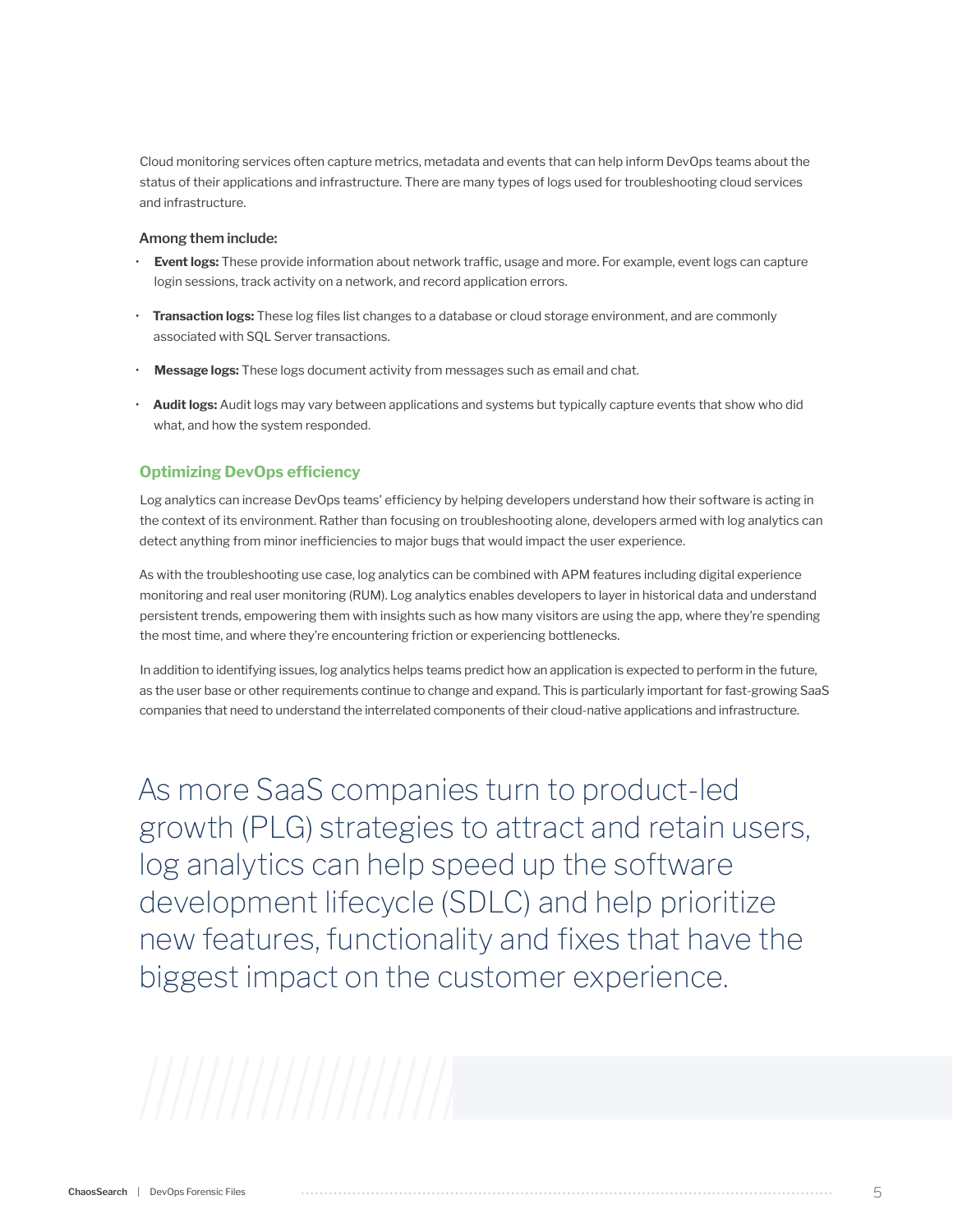Cloud monitoring services often capture metrics, metadata and events that can help inform DevOps teams about the status of their applications and infrastructure. There are many types of logs used for troubleshooting cloud services and infrastructure.

**Among them include:**

- **Event logs:** These provide information about network traffic, usage and more. For example, event logs can capture login sessions, track activity on a network, and record application errors.
- **Transaction logs:** These log files list changes to a database or cloud storage environment, and are commonly associated with SQL Server transactions.
- **Message logs:** These logs document activity from messages such as email and chat.
- **Audit logs:** Audit logs may vary between applications and systems but typically capture events that show who did what, and how the system responded.

## Optimizing DevOps efficiency

Log analytics can increase DevOps teams' efficiency by helping developers understand how their software is acting in the context of its environment. Rather than focusing on troubleshooting alone, developers armed with log analytics can detect anything from minor inefficiencies to major bugs that would impact the user experience.

As with the troubleshooting use case, log analytics can be combined with APM features including digital experience monitoring and real user monitoring (RUM). Log analytics enables developers to layer in historical data and understand persistent trends, empowering them with insights such as how many visitors are using the app, where they're spending the most time, and where they're encountering friction or experiencing bottlenecks.

In addition to identifying issues, log analytics helps teams predict how an application is expected to perform in the future, as the user base or other requirements continue to change and expand. This is particularly important for fast-growing SaaS companies that need to understand the interrelated components of their cloud-native applications and infrastructure.

> As more SaaS companies turn to product-led growth (PLG) strategies to attract and retain users, log analytics can help speed up the software development lifecycle (SDLC) and help prioritize new features, functionality and fixes that have the biggest impact on the customer experience.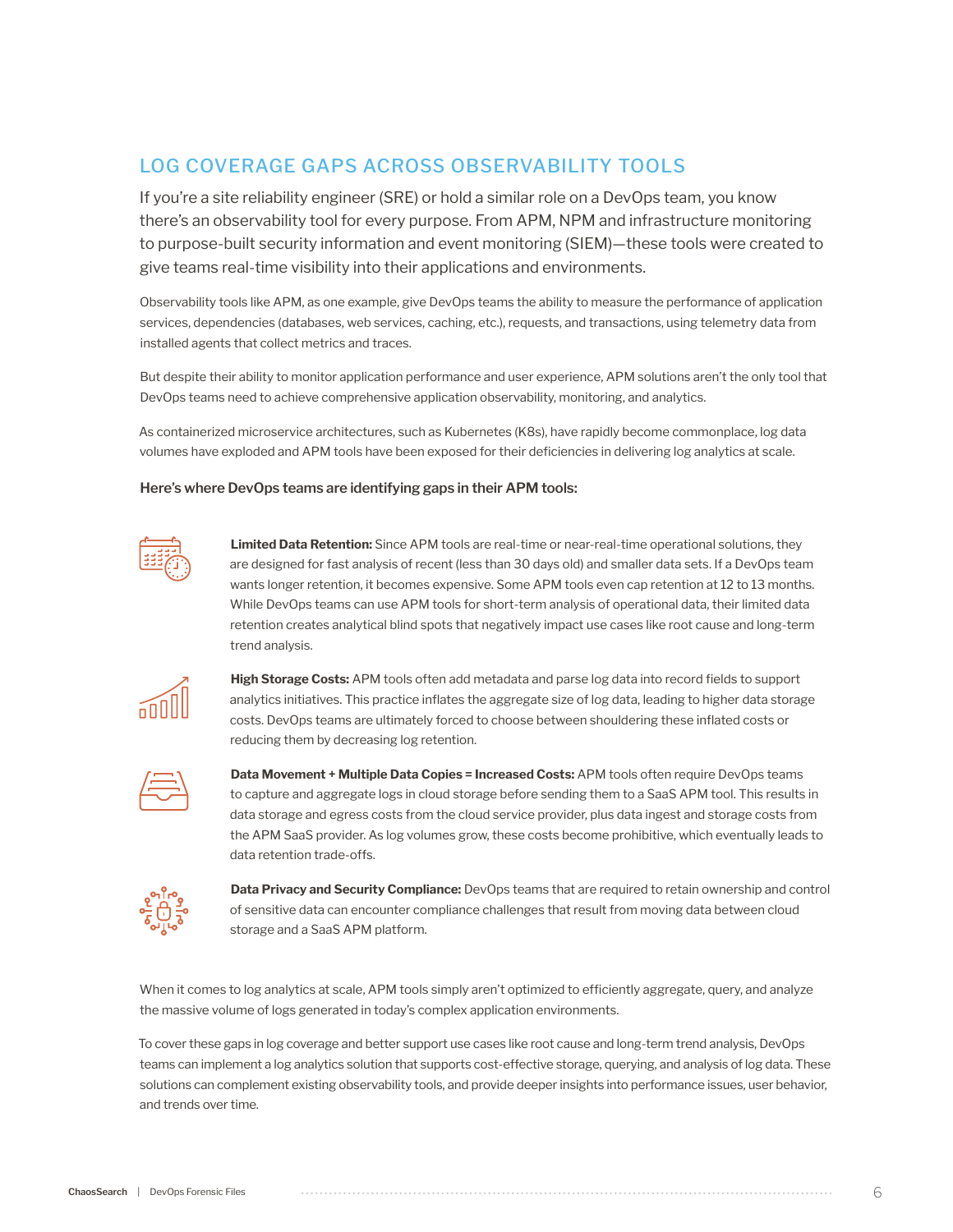## LOG COVERAGE GAPS ACROSS OBSERVABILITY TOOLS

If you're a site reliability engineer (SRE) or hold a similar role on a DevOps team, you know there's an observability tool for every purpose. From APM, NPM and infrastructure monitoring to purpose-built security information and event monitoring (SIEM)—these tools were created to give teams real-time visibility into their applications and environments.

Observability tools like APM, as one example, give DevOps teams the ability to measure the performance of application services, dependencies (databases, web services, caching, etc.), requests, and transactions, using telemetry data from installed agents that collect metrics and traces.

But despite their ability to monitor application performance and user experience, APM solutions aren't the only tool that DevOps teams need to achieve comprehensive application observability, monitoring, and analytics.

As containerized microservice architectures, such as Kubernetes (K8s), have rapidly become commonplace, log data volumes have exploded and APM tools have been exposed for their deficiencies in delivering log analytics at scale.

**Here's where DevOps teams are identifying gaps in their APM tools:**

**Limited Data Retention:** Since APM tools are real-time or near-real-time operational solutions, they are designed for fast analysis of recent (less than 30 days old) and smaller data sets. If a DevOps team wants longer retention, it becomes expensive. Some APM tools even cap retention at 12 to 13 months. While DevOps teams can use APM tools for short-term analysis of operational data, their limited data retention creates analytical blind spots that negatively impact use cases like root cause and long-term trend analysis.

**High Storage Costs:** APM tools often add metadata and parse log data into record fields to support analytics initiatives. This practice inflates the aggregate size of log data, leading to higher data storage costs. DevOps teams are ultimately forced to choose between shouldering these inflated costs or reducing them by decreasing log retention.

**Data Movement + Multiple Data Copies = Increased Costs:** APM tools often require DevOps teams to capture and aggregate logs in cloud storage before sending them to a SaaS APM tool. This results in data storage and egress costs from the cloud service provider, plus data ingest and storage costs from the APM SaaS provider. As log volumes grow, these costs become prohibitive, which eventually leads to data retention trade-offs.

**Data Privacy and Security Compliance:** DevOps teams that are required to retain ownership and control of sensitive data can encounter compliance challenges that result from moving data between cloud storage and a SaaS APM platform.

When it comes to log analytics at scale, APM tools simply aren't optimized to efficiently aggregate, query, and analyze the massive volume of logs generated in today's complex application environments.

To cover these gaps in log coverage and better support use cases like root cause and long-term trend analysis, DevOps teams can implement a log analytics solution that supports cost-effective storage, querying, and analysis of log data. These solutions can complement existing observability tools, and provide deeper insights into performance issues, user behavior, and trends over time.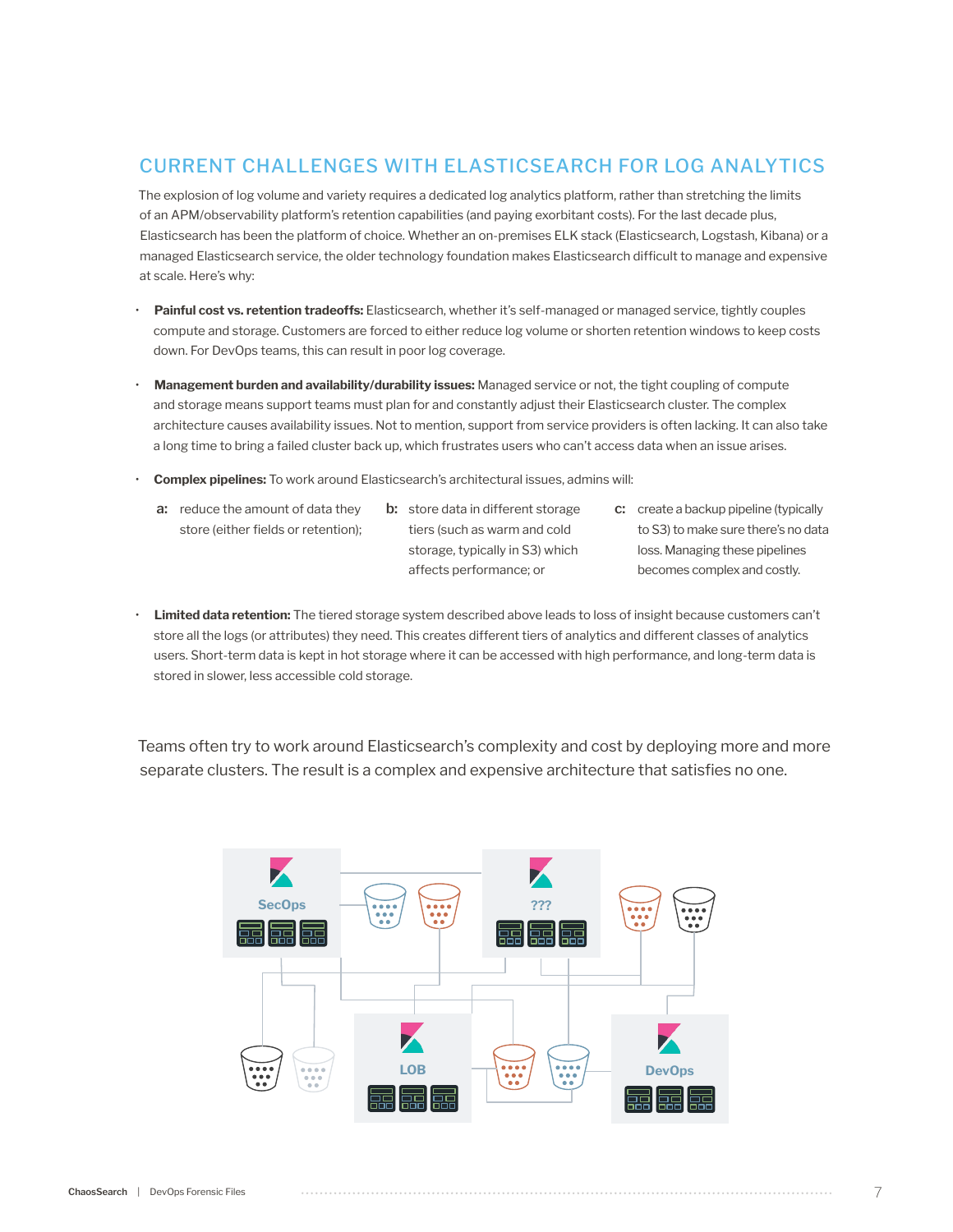## CURRENT CHALLENGES WITH ELASTICSEARCH FOR LOG ANALYTICS

The explosion of log volume and variety requires a dedicated log analytics platform, rather than stretching the limits of an APM/observability platform's retention capabilities (and paying exorbitant costs). For the last decade plus, Elasticsearch has been the platform of choice. Whether an on-premises ELK stack (Elasticsearch, Logstash, Kibana) or a managed Elasticsearch service, the older technology foundation makes Elasticsearch difficult to manage and expensive at scale. Here's why:

- **Painful cost vs. retention tradeoffs:** Elasticsearch, whether it's self-managed or managed service, tightly couples compute and storage. Customers are forced to either reduce log volume or shorten retention windows to keep costs down. For DevOps teams, this can result in poor log coverage.

- **Management burden and availability/durability issues:** Managed service or not, the tight coupling of compute and storage means support teams must plan for and constantly adjust their Elasticsearch cluster. The complex architecture causes availability issues. Not to mention, support from service providers is often lacking. It can also take a long time to bring a failed cluster back up, which frustrates users who can't access data when an issue arises.

- **Complex pipelines:** To work around Elasticsearch's architectural issues, admins will:

  **a:** reduce the amount of data they store (either fields or retention);

  **b:** store data in different storage tiers (such as warm and cold storage, typically in S3) which affects performance; or

  **c:** create a backup pipeline (typically to S3) to make sure there's no data loss. Managing these pipelines becomes complex and costly.

- **Limited data retention:** The tiered storage system described above leads to loss of insight because customers can't store all the logs (or attributes) they need. This creates different tiers of analytics and different classes of analytics users. Short-term data is kept in hot storage where it can be accessed with high performance, and long-term data is stored in slower, less accessible cold storage.

Teams often try to work around Elasticsearch's complexity and cost by deploying more and more separate clusters. The result is a complex and expensive architecture that satisfies no one.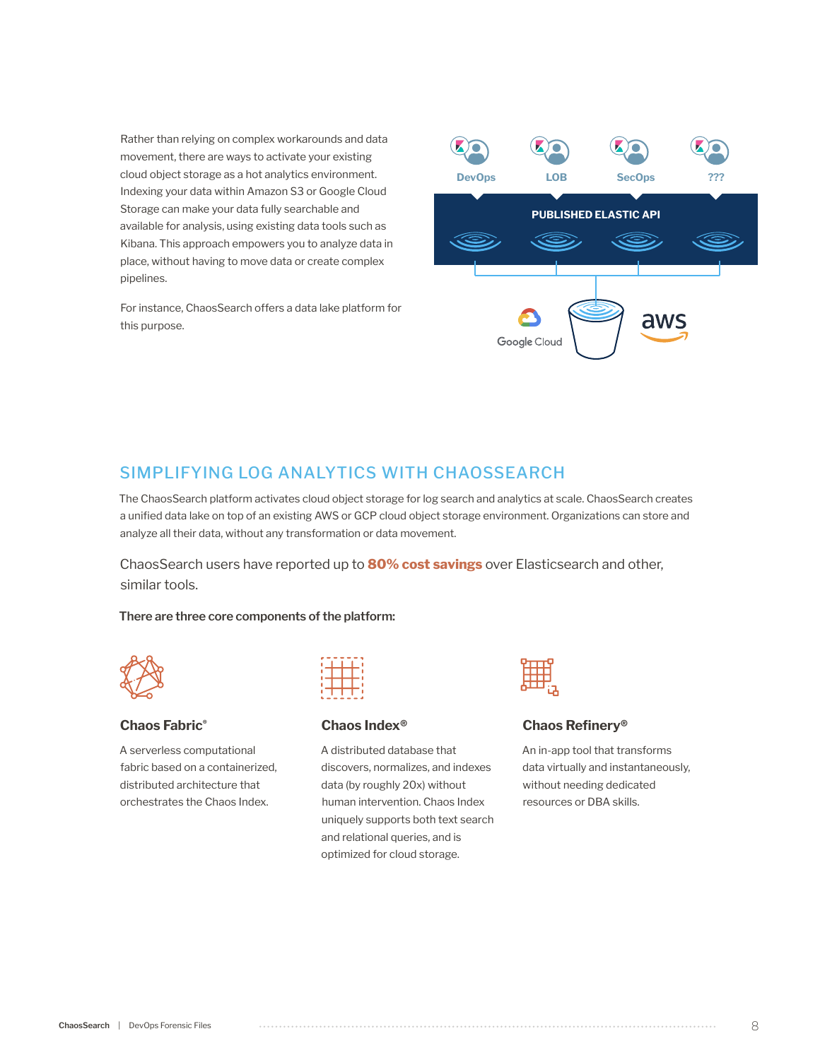Rather than relying on complex workarounds and data movement, there are ways to activate your existing cloud object storage as a hot analytics environment. Indexing your data within Amazon S3 or Google Cloud Storage can make your data fully searchable and available for analysis, using existing data tools such as Kibana. This approach empowers you to analyze data in place, without having to move data or create complex pipelines.

For instance, ChaosSearch offers a data lake platform for this purpose.

## SIMPLIFYING LOG ANALYTICS WITH CHAOSSEARCH

The ChaosSearch platform activates cloud object storage for log search and analytics at scale. ChaosSearch creates a unified data lake on top of an existing AWS or GCP cloud object storage environment. Organizations can store and analyze all their data, without any transformation or data movement.

ChaosSearch users have reported up to **80% cost savings** over Elasticsearch and other, similar tools.

**There are three core components of the platform:**

### Chaos Fabric®

A serverless computational fabric based on a containerized, distributed architecture that orchestrates the Chaos Index.

### Chaos Index®

A distributed database that discovers, normalizes, and indexes data (by roughly 20x) without human intervention. Chaos Index uniquely supports both text search and relational queries, and is optimized for cloud storage.

### Chaos Refinery®

An in-app tool that transforms data virtually and instantaneously, without needing dedicated resources or DBA skills.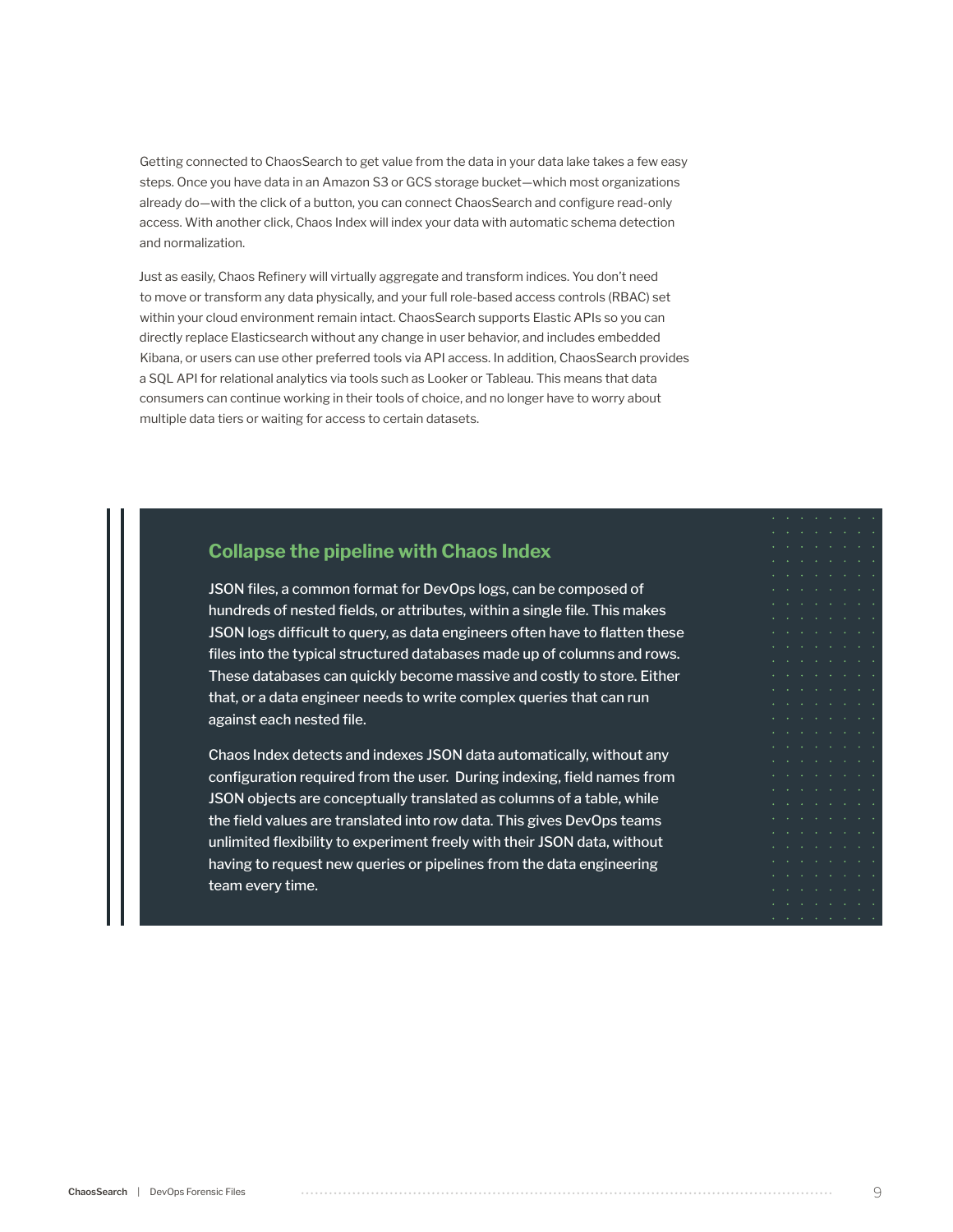Getting connected to ChaosSearch to get value from the data in your data lake takes a few easy steps. Once you have data in an Amazon S3 or GCS storage bucket—which most organizations already do—with the click of a button, you can connect ChaosSearch and configure read-only access. With another click, Chaos Index will index your data with automatic schema detection and normalization.

Just as easily, Chaos Refinery will virtually aggregate and transform indices. You don't need to move or transform any data physically, and your full role-based access controls (RBAC) set within your cloud environment remain intact. ChaosSearch supports Elastic APIs so you can directly replace Elasticsearch without any change in user behavior, and includes embedded Kibana, or users can use other preferred tools via API access. In addition, ChaosSearch provides a SQL API for relational analytics via tools such as Looker or Tableau. This means that data consumers can continue working in their tools of choice, and no longer have to worry about multiple data tiers or waiting for access to certain datasets.

## Collapse the pipeline with Chaos Index

JSON files, a common format for DevOps logs, can be composed of hundreds of nested fields, or attributes, within a single file. This makes JSON logs difficult to query, as data engineers often have to flatten these files into the typical structured databases made up of columns and rows. These databases can quickly become massive and costly to store. Either that, or a data engineer needs to write complex queries that can run against each nested file.

Chaos Index detects and indexes JSON data automatically, without any configuration required from the user. During indexing, field names from JSON objects are conceptually translated as columns of a table, while the field values are translated into row data. This gives DevOps teams unlimited flexibility to experiment freely with their JSON data, without having to request new queries or pipelines from the data engineering team every time.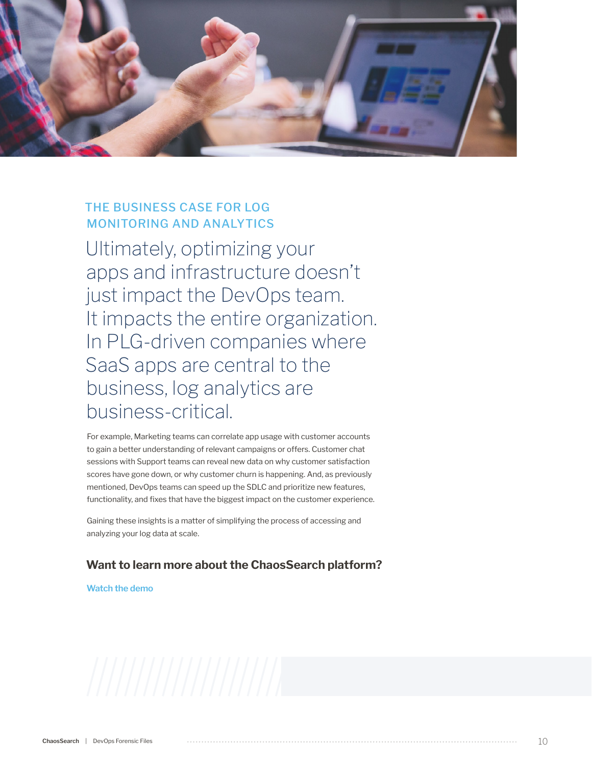## THE BUSINESS CASE FOR LOG MONITORING AND ANALYTICS

# Ultimately, optimizing your apps and infrastructure doesn't just impact the DevOps team. It impacts the entire organization. In PLG-driven companies where SaaS apps are central to the business, log analytics are business-critical.

For example, Marketing teams can correlate app usage with customer accounts to gain a better understanding of relevant campaigns or offers. Customer chat sessions with Support teams can reveal new data on why customer satisfaction scores have gone down, or why customer churn is happening. And, as previously mentioned, DevOps teams can speed up the SDLC and prioritize new features, functionality, and fixes that have the biggest impact on the customer experience.

Gaining these insights is a matter of simplifying the process of accessing and analyzing your log data at scale.

### Want to learn more about the ChaosSearch platform?

Watch the demo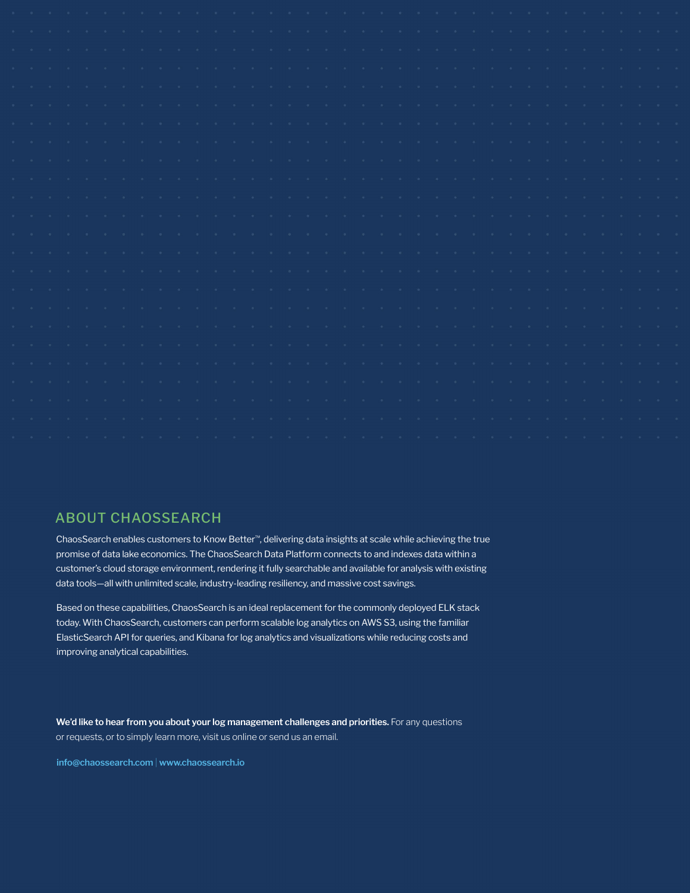## ABOUT CHAOSSEARCH

ChaosSearch enables customers to Know Better™, delivering data insights at scale while achieving the true promise of data lake economics. The ChaosSearch Data Platform connects to and indexes data within a customer's cloud storage environment, rendering it fully searchable and available for analysis with existing data tools—all with unlimited scale, industry-leading resiliency, and massive cost savings.

Based on these capabilities, ChaosSearch is an ideal replacement for the commonly deployed ELK stack today. With ChaosSearch, customers can perform scalable log analytics on AWS S3, using the familiar ElasticSearch API for queries, and Kibana for log analytics and visualizations while reducing costs and improving analytical capabilities.

**We'd like to hear from you about your log management challenges and priorities.** For any questions or requests, or to simply learn more, visit us online or send us an email.

**info@chaossearch.com** | **www.chaossearch.io**